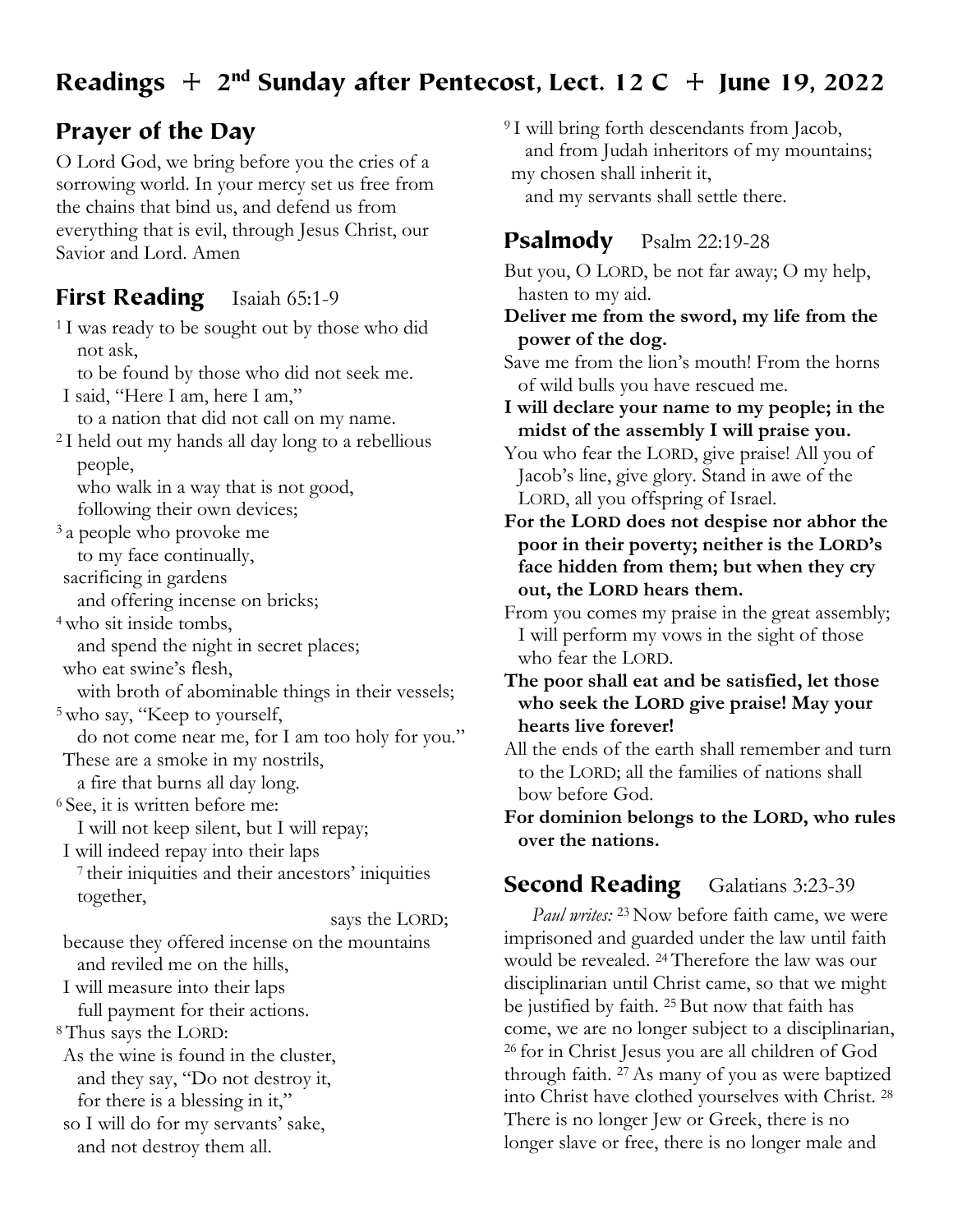# Readings + 2nd Sunday after Pentecost, Lect. 12 C + June 19, 2022

## Prayer of the Day

O Lord God, we bring before you the cries of a sorrowing world. In your mercy set us free from the chains that bind us, and defend us from everything that is evil, through Jesus Christ, our Savior and Lord. Amen

## First Reading  Isaiah 65:1-9

[1] I was ready to be sought out by those who did not ask,
to be found by those who did not seek me.
I said, "Here I am, here I am,"
to a nation that did not call on my name.
[2] I held out my hands all day long to a rebellious people,
who walk in a way that is not good,
following their own devices;
[3] a people who provoke me
to my face continually,
sacrificing in gardens
and offering incense on bricks;
[4] who sit inside tombs,
and spend the night in secret places;
who eat swine's flesh,
with broth of abominable things in their vessels;
[5] who say, "Keep to yourself,
do not come near me, for I am too holy for you."
These are a smoke in my nostrils,
a fire that burns all day long.
[6] See, it is written before me:
I will not keep silent, but I will repay;
I will indeed repay into their laps
[7] their iniquities and their ancestors' iniquities together,
says the LORD;
because they offered incense on the mountains
and reviled me on the hills,
I will measure into their laps
full payment for their actions.
[8] Thus says the LORD:
As the wine is found in the cluster,
and they say, "Do not destroy it,
for there is a blessing in it,"
so I will do for my servants' sake,
and not destroy them all.
[9] I will bring forth descendants from Jacob,
and from Judah inheritors of my mountains;
my chosen shall inherit it,
and my servants shall settle there.

## Psalmody  Psalm 22:19-28

But you, O LORD, be not far away; O my help, hasten to my aid.

**Deliver me from the sword, my life from the power of the dog.**

Save me from the lion's mouth! From the horns of wild bulls you have rescued me.

**I will declare your name to my people; in the midst of the assembly I will praise you.**

You who fear the LORD, give praise! All you of Jacob's line, give glory. Stand in awe of the LORD, all you offspring of Israel.

**For the LORD does not despise nor abhor the poor in their poverty; neither is the LORD's face hidden from them; but when they cry out, the LORD hears them.**

From you comes my praise in the great assembly; I will perform my vows in the sight of those who fear the LORD.

**The poor shall eat and be satisfied, let those who seek the LORD give praise! May your hearts live forever!**

All the ends of the earth shall remember and turn to the LORD; all the families of nations shall bow before God.

**For dominion belongs to the LORD, who rules over the nations.**

## Second Reading  Galatians 3:23-39

*Paul writes:* [23] Now before faith came, we were imprisoned and guarded under the law until faith would be revealed. [24] Therefore the law was our disciplinarian until Christ came, so that we might be justified by faith. [25] But now that faith has come, we are no longer subject to a disciplinarian, [26] for in Christ Jesus you are all children of God through faith. [27] As many of you as were baptized into Christ have clothed yourselves with Christ. [28] There is no longer Jew or Greek, there is no longer slave or free, there is no longer male and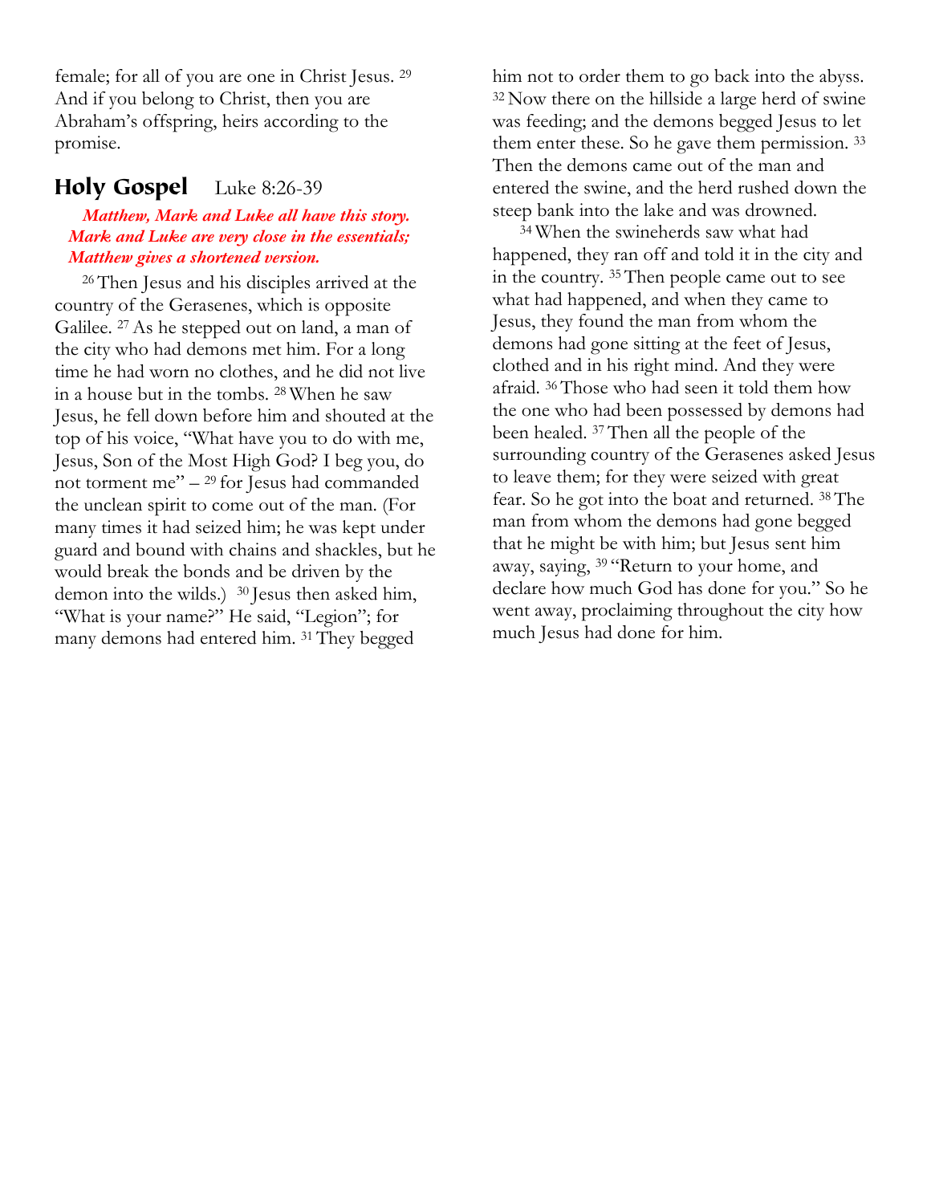female; for all of you are one in Christ Jesus. [29] And if you belong to Christ, then you are Abraham's offspring, heirs according to the promise.

## Holy Gospel Luke 8:26-39

***Matthew, Mark and Luke all have this story. Mark and Luke are very close in the essentials; Matthew gives a shortened version.***

[26] Then Jesus and his disciples arrived at the country of the Gerasenes, which is opposite Galilee. [27] As he stepped out on land, a man of the city who had demons met him. For a long time he had worn no clothes, and he did not live in a house but in the tombs. [28] When he saw Jesus, he fell down before him and shouted at the top of his voice, "What have you to do with me, Jesus, Son of the Most High God? I beg you, do not torment me" – [29] for Jesus had commanded the unclean spirit to come out of the man. (For many times it had seized him; he was kept under guard and bound with chains and shackles, but he would break the bonds and be driven by the demon into the wilds.) [30] Jesus then asked him, "What is your name?" He said, "Legion"; for many demons had entered him. [31] They begged him not to order them to go back into the abyss. [32] Now there on the hillside a large herd of swine was feeding; and the demons begged Jesus to let them enter these. So he gave them permission. [33] Then the demons came out of the man and entered the swine, and the herd rushed down the steep bank into the lake and was drowned.

[34] When the swineherds saw what had happened, they ran off and told it in the city and in the country. [35] Then people came out to see what had happened, and when they came to Jesus, they found the man from whom the demons had gone sitting at the feet of Jesus, clothed and in his right mind. And they were afraid. [36] Those who had seen it told them how the one who had been possessed by demons had been healed. [37] Then all the people of the surrounding country of the Gerasenes asked Jesus to leave them; for they were seized with great fear. So he got into the boat and returned. [38] The man from whom the demons had gone begged that he might be with him; but Jesus sent him away, saying, [39] "Return to your home, and declare how much God has done for you." So he went away, proclaiming throughout the city how much Jesus had done for him.